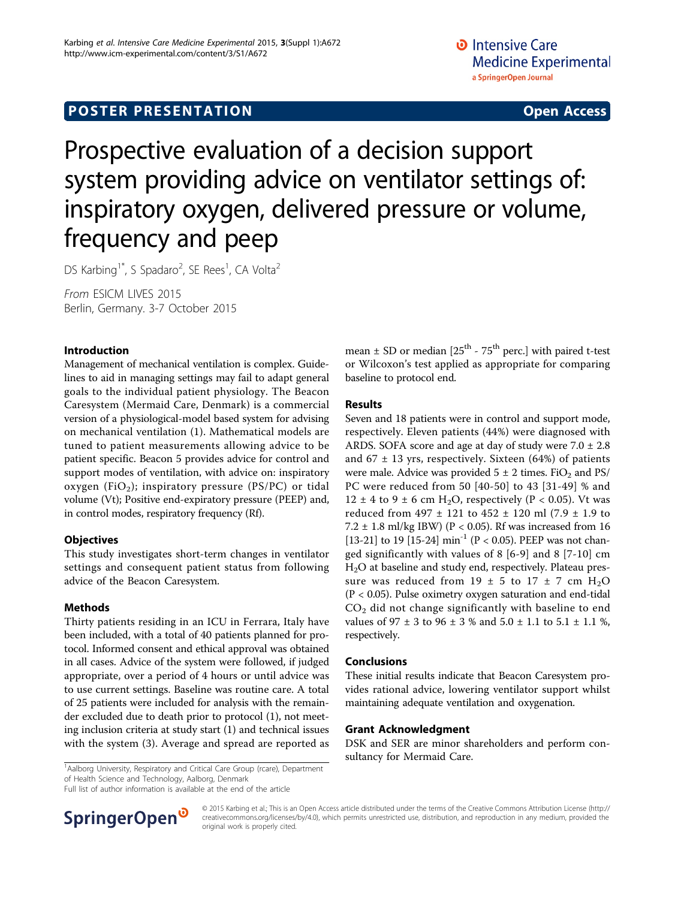**POSTER PRESENTATION** **Open Access**

# Prospective evaluation of a decision support system providing advice on ventilator settings of: inspiratory oxygen, delivered pressure or volume, frequency and peep

DS Karbing[1*], S Spadaro[2], SE Rees[1], CA Volta[2]

*From* ESICM LIVES 2015
Berlin, Germany. 3-7 October 2015

## Introduction

Management of mechanical ventilation is complex. Guidelines to aid in managing settings may fail to adapt general goals to the individual patient physiology. The Beacon Caresystem (Mermaid Care, Denmark) is a commercial version of a physiological-model based system for advising on mechanical ventilation (1). Mathematical models are tuned to patient measurements allowing advice to be patient specific. Beacon 5 provides advice for control and support modes of ventilation, with advice on: inspiratory oxygen ($FiO_2$); inspiratory pressure (PS/PC) or tidal volume (Vt); Positive end-expiratory pressure (PEEP) and, in control modes, respiratory frequency (Rf).

## Objectives

This study investigates short-term changes in ventilator settings and consequent patient status from following advice of the Beacon Caresystem.

## Methods

Thirty patients residing in an ICU in Ferrara, Italy have been included, with a total of 40 patients planned for protocol. Informed consent and ethical approval was obtained in all cases. Advice of the system were followed, if judged appropriate, over a period of 4 hours or until advice was to use current settings. Baseline was routine care. A total of 25 patients were included for analysis with the remainder excluded due to death prior to protocol (1), not meeting inclusion criteria at study start (1) and technical issues with the system (3). Average and spread are reported as mean ± SD or median [$25^{th}$ - $75^{th}$ perc.] with paired t-test or Wilcoxon's test applied as appropriate for comparing baseline to protocol end.

## Results

Seven and 18 patients were in control and support mode, respectively. Eleven patients (44%) were diagnosed with ARDS. SOFA score and age at day of study were 7.0 ± 2.8 and 67 ± 13 yrs, respectively. Sixteen (64%) of patients were male. Advice was provided 5 ± 2 times. $FiO_2$ and PS/PC were reduced from 50 [40-50] to 43 [31-49] % and 12 ± 4 to 9 ± 6 cm $H_2O$, respectively ($P < 0.05$). Vt was reduced from 497 ± 121 to 452 ± 120 ml (7.9 ± 1.9 to 7.2 ± 1.8 ml/kg IBW) ($P < 0.05$). Rf was increased from 16 [13-21] to 19 [15-24] $min^{-1}$ ($P < 0.05$). PEEP was not changed significantly with values of 8 [6-9] and 8 [7-10] cm $H_2O$ at baseline and study end, respectively. Plateau pressure was reduced from 19 ± 5 to 17 ± 7 cm $H_2O$ ($P < 0.05$). Pulse oximetry oxygen saturation and end-tidal $CO_2$ did not change significantly with baseline to end values of 97 ± 3 to 96 ± 3 % and 5.0 ± 1.1 to 5.1 ± 1.1 %, respectively.

## Conclusions

These initial results indicate that Beacon Caresystem provides rational advice, lowering ventilator support whilst maintaining adequate ventilation and oxygenation.

## Grant Acknowledgment

DSK and SER are minor shareholders and perform consultancy for Mermaid Care.

[1]Aalborg University, Respiratory and Critical Care Group (rcare), Department of Health Science and Technology, Aalborg, Denmark
Full list of author information is available at the end of the article

© 2015 Karbing et al.; This is an Open Access article distributed under the terms of the Creative Commons Attribution License (http://creativecommons.org/licenses/by/4.0), which permits unrestricted use, distribution, and reproduction in any medium, provided the original work is properly cited.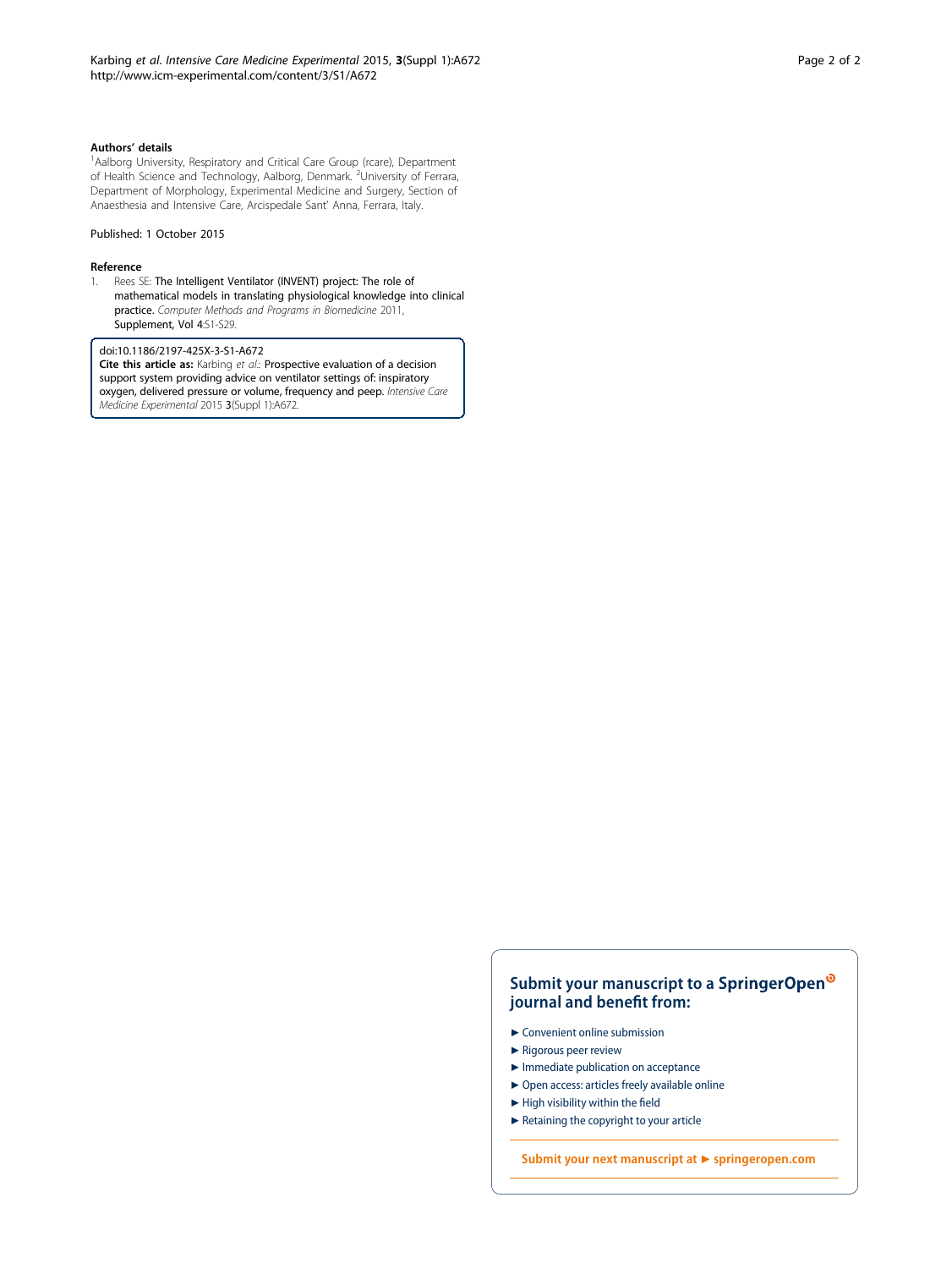### Authors' details

[1]Aalborg University, Respiratory and Critical Care Group (rcare), Department of Health Science and Technology, Aalborg, Denmark. [2]University of Ferrara, Department of Morphology, Experimental Medicine and Surgery, Section of Anaesthesia and Intensive Care, Arcispedale Sant' Anna, Ferrara, Italy.

Published: 1 October 2015

### Reference

1. Rees SE: **The Intelligent Ventilator (INVENT) project: The role of mathematical models in translating physiological knowledge into clinical practice.** *Computer Methods and Programs in Biomedicine* 2011, Supplement, Vol **4**:S1-S29.

doi:10.1186/2197-425X-3-S1-A672
**Cite this article as:** Karbing *et al.*: Prospective evaluation of a decision support system providing advice on ventilator settings of: inspiratory oxygen, delivered pressure or volume, frequency and peep. *Intensive Care Medicine Experimental* 2015 **3**(Suppl 1):A672.

**Submit your manuscript to a SpringerOpen journal and benefit from:**

- ► Convenient online submission
- ► Rigorous peer review
- ► Immediate publication on acceptance
- ► Open access: articles freely available online
- ► High visibility within the field
- ► Retaining the copyright to your article

**Submit your next manuscript at ► springeropen.com**